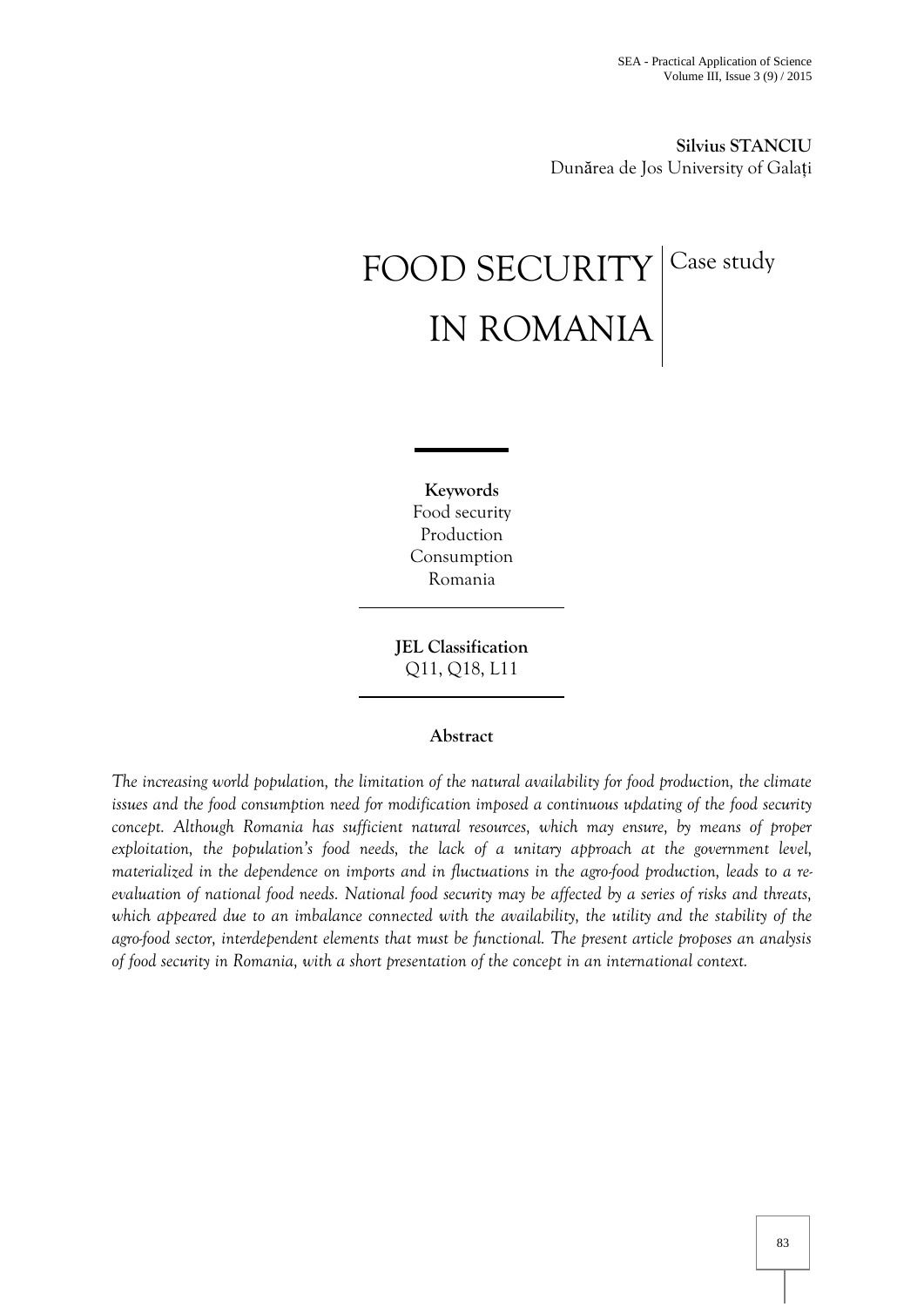**Silvius STANCIU**
Dunărea de Jos University of Galați

# FOOD SECURITY IN ROMANIA

Case study

**Keywords**
Food security
Production
Consumption
Romania

**JEL Classification**
Q11, Q18, L11

**Abstract**

*The increasing world population, the limitation of the natural availability for food production, the climate issues and the food consumption need for modification imposed a continuous updating of the food security concept. Although Romania has sufficient natural resources, which may ensure, by means of proper exploitation, the population's food needs, the lack of a unitary approach at the government level, materialized in the dependence on imports and in fluctuations in the agro-food production, leads to a re-evaluation of national food needs. National food security may be affected by a series of risks and threats, which appeared due to an imbalance connected with the availability, the utility and the stability of the agro-food sector, interdependent elements that must be functional. The present article proposes an analysis of food security in Romania, with a short presentation of the concept in an international context.*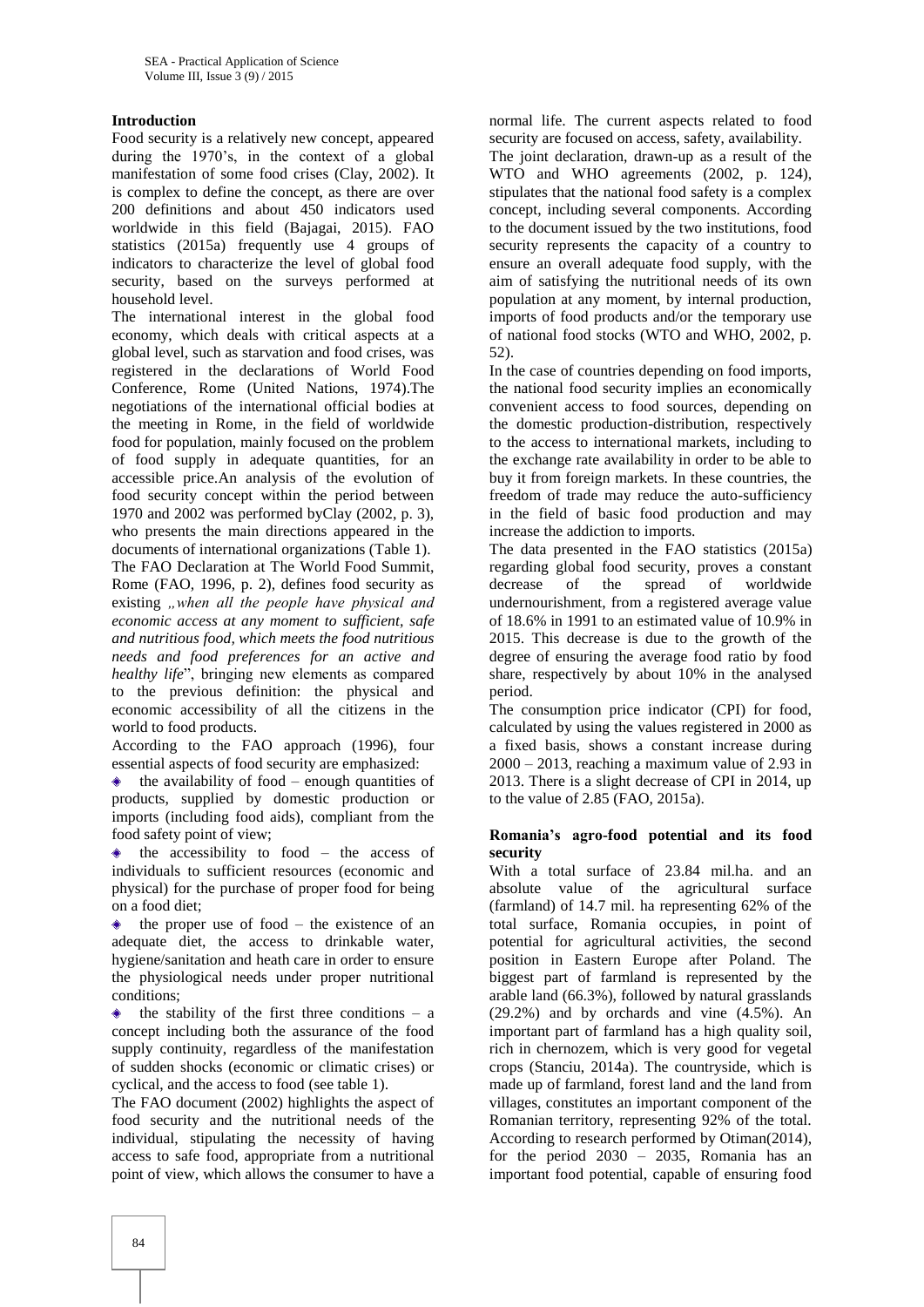### Introduction

Food security is a relatively new concept, appeared during the 1970's, in the context of a global manifestation of some food crises (Clay, 2002). It is complex to define the concept, as there are over 200 definitions and about 450 indicators used worldwide in this field (Bajagai, 2015). FAO statistics (2015a) frequently use 4 groups of indicators to characterize the level of global food security, based on the surveys performed at household level.

The international interest in the global food economy, which deals with critical aspects at a global level, such as starvation and food crises, was registered in the declarations of World Food Conference, Rome (United Nations, 1974).The negotiations of the international official bodies at the meeting in Rome, in the field of worldwide food for population, mainly focused on the problem of food supply in adequate quantities, for an accessible price.An analysis of the evolution of food security concept within the period between 1970 and 2002 was performed byClay (2002, p. 3), who presents the main directions appeared in the documents of international organizations (Table 1).

The FAO Declaration at The World Food Summit, Rome (FAO, 1996, p. 2), defines food security as existing *„when all the people have physical and economic access at any moment to sufficient, safe and nutritious food, which meets the food nutritious needs and food preferences for an active and healthy life*", bringing new elements as compared to the previous definition: the physical and economic accessibility of all the citizens in the world to food products.

According to the FAO approach (1996), four essential aspects of food security are emphasized:

- the availability of food – enough quantities of products, supplied by domestic production or imports (including food aids), compliant from the food safety point of view;
- the accessibility to food – the access of individuals to sufficient resources (economic and physical) for the purchase of proper food for being on a food diet;
- the proper use of food – the existence of an adequate diet, the access to drinkable water, hygiene/sanitation and heath care in order to ensure the physiological needs under proper nutritional conditions;
- the stability of the first three conditions – a concept including both the assurance of the food supply continuity, regardless of the manifestation of sudden shocks (economic or climatic crises) or cyclical, and the access to food (see table 1).

The FAO document (2002) highlights the aspect of food security and the nutritional needs of the individual, stipulating the necessity of having access to safe food, appropriate from a nutritional point of view, which allows the consumer to have a normal life. The current aspects related to food security are focused on access, safety, availability.

The joint declaration, drawn-up as a result of the WTO and WHO agreements (2002, p. 124), stipulates that the national food safety is a complex concept, including several components. According to the document issued by the two institutions, food security represents the capacity of a country to ensure an overall adequate food supply, with the aim of satisfying the nutritional needs of its own population at any moment, by internal production, imports of food products and/or the temporary use of national food stocks (WTO and WHO, 2002, p. 52).

In the case of countries depending on food imports, the national food security implies an economically convenient access to food sources, depending on the domestic production-distribution, respectively to the access to international markets, including to the exchange rate availability in order to be able to buy it from foreign markets. In these countries, the freedom of trade may reduce the auto-sufficiency in the field of basic food production and may increase the addiction to imports.

The data presented in the FAO statistics (2015a) regarding global food security, proves a constant decrease of the spread of worldwide undernourishment, from a registered average value of 18.6% in 1991 to an estimated value of 10.9% in 2015. This decrease is due to the growth of the degree of ensuring the average food ratio by food share, respectively by about 10% in the analysed period.

The consumption price indicator (CPI) for food, calculated by using the values registered in 2000 as a fixed basis, shows a constant increase during 2000 – 2013, reaching a maximum value of 2.93 in 2013. There is a slight decrease of CPI in 2014, up to the value of 2.85 (FAO, 2015a).

### Romania's agro-food potential and its food security

With a total surface of 23.84 mil.ha. and an absolute value of the agricultural surface (farmland) of 14.7 mil. ha representing 62% of the total surface, Romania occupies, in point of potential for agricultural activities, the second position in Eastern Europe after Poland. The biggest part of farmland is represented by the arable land (66.3%), followed by natural grasslands (29.2%) and by orchards and vine (4.5%). An important part of farmland has a high quality soil, rich in chernozem, which is very good for vegetal crops (Stanciu, 2014a). The countryside, which is made up of farmland, forest land and the land from villages, constitutes an important component of the Romanian territory, representing 92% of the total. According to research performed by Otiman(2014), for the period 2030 – 2035, Romania has an important food potential, capable of ensuring food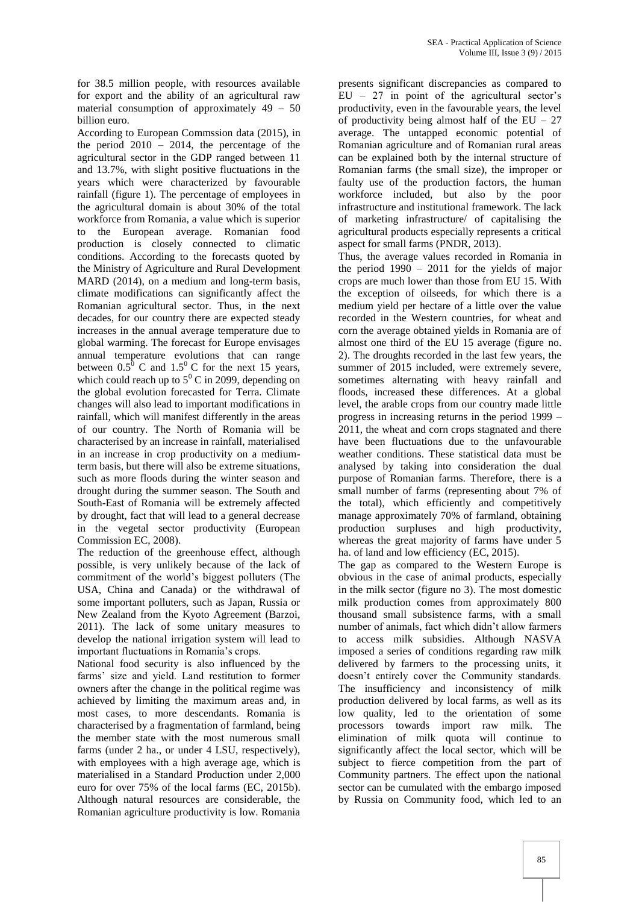for 38.5 million people, with resources available for export and the ability of an agricultural raw material consumption of approximately 49 – 50 billion euro.

According to European Commssion data (2015), in the period 2010 – 2014, the percentage of the agricultural sector in the GDP ranged between 11 and 13.7%, with slight positive fluctuations in the years which were characterized by favourable rainfall (figure 1). The percentage of employees in the agricultural domain is about 30% of the total workforce from Romania, a value which is superior to the European average. Romanian food production is closely connected to climatic conditions. According to the forecasts quoted by the Ministry of Agriculture and Rural Development MARD (2014), on a medium and long-term basis, climate modifications can significantly affect the Romanian agricultural sector. Thus, in the next decades, for our country there are expected steady increases in the annual average temperature due to global warming. The forecast for Europe envisages annual temperature evolutions that can range between $0.5^0$ C and $1.5^0$ C for the next 15 years, which could reach up to $5^0$ C in 2099, depending on the global evolution forecasted for Terra. Climate changes will also lead to important modifications in rainfall, which will manifest differently in the areas of our country. The North of Romania will be characterised by an increase in rainfall, materialised in an increase in crop productivity on a medium-term basis, but there will also be extreme situations, such as more floods during the winter season and drought during the summer season. The South and South-East of Romania will be extremely affected by drought, fact that will lead to a general decrease in the vegetal sector productivity (European Commission EC, 2008).

The reduction of the greenhouse effect, although possible, is very unlikely because of the lack of commitment of the world's biggest polluters (The USA, China and Canada) or the withdrawal of some important polluters, such as Japan, Russia or New Zealand from the Kyoto Agreement (Barzoi, 2011). The lack of some unitary measures to develop the national irrigation system will lead to important fluctuations in Romania's crops.

National food security is also influenced by the farms' size and yield. Land restitution to former owners after the change in the political regime was achieved by limiting the maximum areas and, in most cases, to more descendants. Romania is characterised by a fragmentation of farmland, being the member state with the most numerous small farms (under 2 ha., or under 4 LSU, respectively), with employees with a high average age, which is materialised in a Standard Production under 2,000 euro for over 75% of the local farms (EC, 2015b). Although natural resources are considerable, the Romanian agriculture productivity is low. Romania presents significant discrepancies as compared to EU – 27 in point of the agricultural sector's productivity, even in the favourable years, the level of productivity being almost half of the EU – 27 average. The untapped economic potential of Romanian agriculture and of Romanian rural areas can be explained both by the internal structure of Romanian farms (the small size), the improper or faulty use of the production factors, the human workforce included, but also by the poor infrastructure and institutional framework. The lack of marketing infrastructure/ of capitalising the agricultural products especially represents a critical aspect for small farms (PNDR, 2013).

Thus, the average values recorded in Romania in the period 1990 – 2011 for the yields of major crops are much lower than those from EU 15. With the exception of oilseeds, for which there is a medium yield per hectare of a little over the value recorded in the Western countries, for wheat and corn the average obtained yields in Romania are of almost one third of the EU 15 average (figure no. 2). The droughts recorded in the last few years, the summer of 2015 included, were extremely severe, sometimes alternating with heavy rainfall and floods, increased these differences. At a global level, the arable crops from our country made little progress in increasing returns in the period 1999 – 2011, the wheat and corn crops stagnated and there have been fluctuations due to the unfavourable weather conditions. These statistical data must be analysed by taking into consideration the dual purpose of Romanian farms. Therefore, there is a small number of farms (representing about 7% of the total), which efficiently and competitively manage approximately 70% of farmland, obtaining production surpluses and high productivity, whereas the great majority of farms have under 5 ha. of land and low efficiency (EC, 2015).

The gap as compared to the Western Europe is obvious in the case of animal products, especially in the milk sector (figure no 3). The most domestic milk production comes from approximately 800 thousand small subsistence farms, with a small number of animals, fact which didn't allow farmers to access milk subsidies. Although NASVA imposed a series of conditions regarding raw milk delivered by farmers to the processing units, it doesn't entirely cover the Community standards. The insufficiency and inconsistency of milk production delivered by local farms, as well as its low quality, led to the orientation of some processors towards import raw milk. The elimination of milk quota will continue to significantly affect the local sector, which will be subject to fierce competition from the part of Community partners. The effect upon the national sector can be cumulated with the embargo imposed by Russia on Community food, which led to an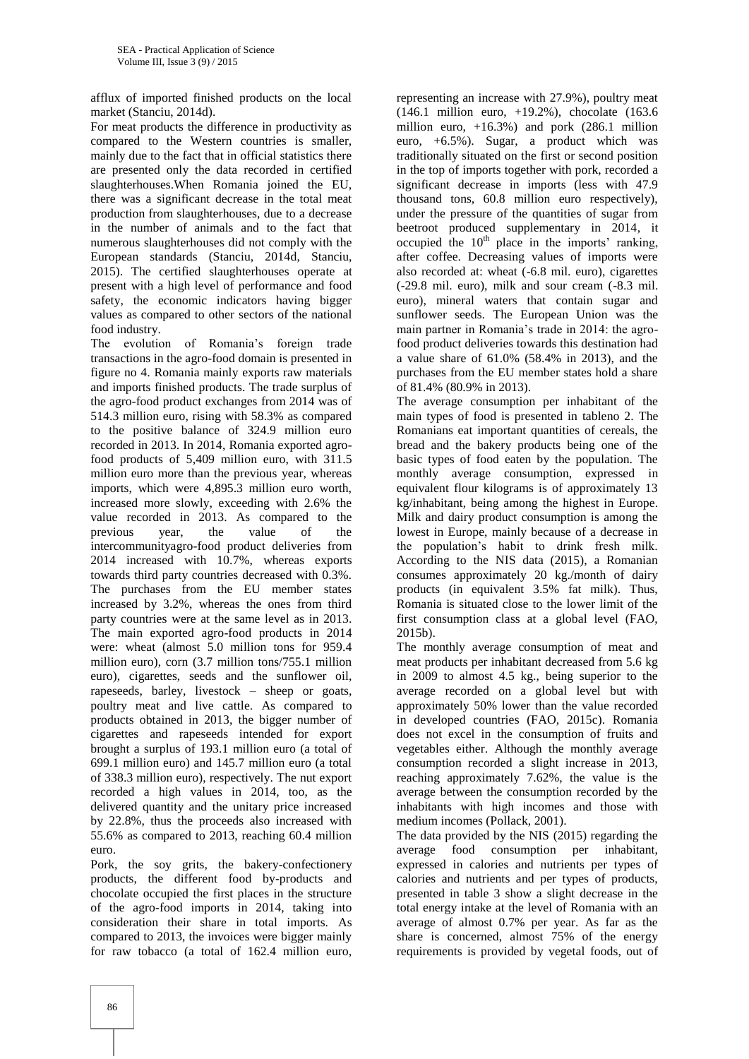afflux of imported finished products on the local market (Stanciu, 2014d).

For meat products the difference in productivity as compared to the Western countries is smaller, mainly due to the fact that in official statistics there are presented only the data recorded in certified slaughterhouses.When Romania joined the EU, there was a significant decrease in the total meat production from slaughterhouses, due to a decrease in the number of animals and to the fact that numerous slaughterhouses did not comply with the European standards (Stanciu, 2014d, Stanciu, 2015). The certified slaughterhouses operate at present with a high level of performance and food safety, the economic indicators having bigger values as compared to other sectors of the national food industry.

The evolution of Romania's foreign trade transactions in the agro-food domain is presented in figure no 4. Romania mainly exports raw materials and imports finished products. The trade surplus of the agro-food product exchanges from 2014 was of 514.3 million euro, rising with 58.3% as compared to the positive balance of 324.9 million euro recorded in 2013. In 2014, Romania exported agro-food products of 5,409 million euro, with 311.5 million euro more than the previous year, whereas imports, which were 4,895.3 million euro worth, increased more slowly, exceeding with 2.6% the value recorded in 2013. As compared to the previous year, the value of the intercommunityagro-food product deliveries from 2014 increased with 10.7%, whereas exports towards third party countries decreased with 0.3%. The purchases from the EU member states increased by 3.2%, whereas the ones from third party countries were at the same level as in 2013. The main exported agro-food products in 2014 were: wheat (almost 5.0 million tons for 959.4 million euro), corn (3.7 million tons/755.1 million euro), cigarettes, seeds and the sunflower oil, rapeseeds, barley, livestock – sheep or goats, poultry meat and live cattle. As compared to products obtained in 2013, the bigger number of cigarettes and rapeseeds intended for export brought a surplus of 193.1 million euro (a total of 699.1 million euro) and 145.7 million euro (a total of 338.3 million euro), respectively. The nut export recorded a high values in 2014, too, as the delivered quantity and the unitary price increased by 22.8%, thus the proceeds also increased with 55.6% as compared to 2013, reaching 60.4 million euro.

Pork, the soy grits, the bakery-confectionery products, the different food by-products and chocolate occupied the first places in the structure of the agro-food imports in 2014, taking into consideration their share in total imports. As compared to 2013, the invoices were bigger mainly for raw tobacco (a total of 162.4 million euro, representing an increase with 27.9%), poultry meat (146.1 million euro, +19.2%), chocolate (163.6 million euro, +16.3%) and pork (286.1 million euro, +6.5%). Sugar, a product which was traditionally situated on the first or second position in the top of imports together with pork, recorded a significant decrease in imports (less with 47.9 thousand tons, 60.8 million euro respectively), under the pressure of the quantities of sugar from beetroot produced supplementary in 2014, it occupied the 10th place in the imports' ranking, after coffee. Decreasing values of imports were also recorded at: wheat (-6.8 mil. euro), cigarettes (-29.8 mil. euro), milk and sour cream (-8.3 mil. euro), mineral waters that contain sugar and sunflower seeds. The European Union was the main partner in Romania's trade in 2014: the agro-food product deliveries towards this destination had a value share of 61.0% (58.4% in 2013), and the purchases from the EU member states hold a share of 81.4% (80.9% in 2013).

The average consumption per inhabitant of the main types of food is presented in tableno 2. The Romanians eat important quantities of cereals, the bread and the bakery products being one of the basic types of food eaten by the population. The monthly average consumption, expressed in equivalent flour kilograms is of approximately 13 kg/inhabitant, being among the highest in Europe. Milk and dairy product consumption is among the lowest in Europe, mainly because of a decrease in the population's habit to drink fresh milk. According to the NIS data (2015), a Romanian consumes approximately 20 kg./month of dairy products (in equivalent 3.5% fat milk). Thus, Romania is situated close to the lower limit of the first consumption class at a global level (FAO, 2015b).

The monthly average consumption of meat and meat products per inhabitant decreased from 5.6 kg in 2009 to almost 4.5 kg., being superior to the average recorded on a global level but with approximately 50% lower than the value recorded in developed countries (FAO, 2015c). Romania does not excel in the consumption of fruits and vegetables either. Although the monthly average consumption recorded a slight increase in 2013, reaching approximately 7.62%, the value is the average between the consumption recorded by the inhabitants with high incomes and those with medium incomes (Pollack, 2001).

The data provided by the NIS (2015) regarding the average food consumption per inhabitant, expressed in calories and nutrients per types of calories and nutrients and per types of products, presented in table 3 show a slight decrease in the total energy intake at the level of Romania with an average of almost 0.7% per year. As far as the share is concerned, almost 75% of the energy requirements is provided by vegetal foods, out of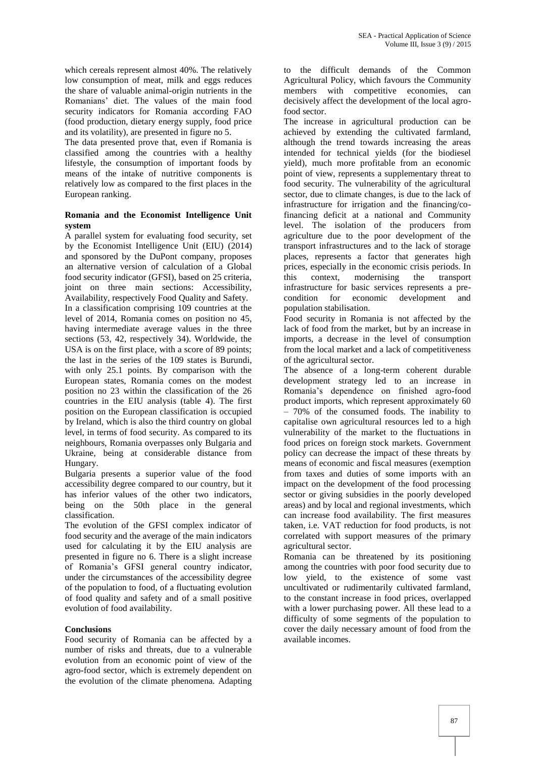which cereals represent almost 40%. The relatively low consumption of meat, milk and eggs reduces the share of valuable animal-origin nutrients in the Romanians' diet. The values of the main food security indicators for Romania according FAO (food production, dietary energy supply, food price and its volatility), are presented in figure no 5.

The data presented prove that, even if Romania is classified among the countries with a healthy lifestyle, the consumption of important foods by means of the intake of nutritive components is relatively low as compared to the first places in the European ranking.

**Romania and the Economist Intelligence Unit system**

A parallel system for evaluating food security, set by the Economist Intelligence Unit (EIU) (2014) and sponsored by the DuPont company, proposes an alternative version of calculation of a Global food security indicator (GFSI), based on 25 criteria, joint on three main sections: Accessibility, Availability, respectively Food Quality and Safety.

In a classification comprising 109 countries at the level of 2014, Romania comes on position no 45, having intermediate average values in the three sections (53, 42, respectively 34). Worldwide, the USA is on the first place, with a score of 89 points; the last in the series of the 109 states is Burundi, with only 25.1 points. By comparison with the European states, Romania comes on the modest position no 23 within the classification of the 26 countries in the EIU analysis (table 4). The first position on the European classification is occupied by Ireland, which is also the third country on global level, in terms of food security. As compared to its neighbours, Romania overpasses only Bulgaria and Ukraine, being at considerable distance from Hungary.

Bulgaria presents a superior value of the food accessibility degree compared to our country, but it has inferior values of the other two indicators, being on the 50th place in the general classification.

The evolution of the GFSI complex indicator of food security and the average of the main indicators used for calculating it by the EIU analysis are presented in figure no 6. There is a slight increase of Romania's GFSI general country indicator, under the circumstances of the accessibility degree of the population to food, of a fluctuating evolution of food quality and safety and of a small positive evolution of food availability.

**Conclusions**

Food security of Romania can be affected by a number of risks and threats, due to a vulnerable evolution from an economic point of view of the agro-food sector, which is extremely dependent on the evolution of the climate phenomena. Adapting to the difficult demands of the Common Agricultural Policy, which favours the Community members with competitive economies, can decisively affect the development of the local agro-food sector.

The increase in agricultural production can be achieved by extending the cultivated farmland, although the trend towards increasing the areas intended for technical yields (for the biodiesel yield), much more profitable from an economic point of view, represents a supplementary threat to food security. The vulnerability of the agricultural sector, due to climate changes, is due to the lack of infrastructure for irrigation and the financing/co-financing deficit at a national and Community level. The isolation of the producers from agriculture due to the poor development of the transport infrastructures and to the lack of storage places, represents a factor that generates high prices, especially in the economic crisis periods. In this context, modernising the transport infrastructure for basic services represents a pre-condition for economic development and population stabilisation.

Food security in Romania is not affected by the lack of food from the market, but by an increase in imports, a decrease in the level of consumption from the local market and a lack of competitiveness of the agricultural sector.

The absence of a long-term coherent durable development strategy led to an increase in Romania's dependence on finished agro-food product imports, which represent approximately 60 – 70% of the consumed foods. The inability to capitalise own agricultural resources led to a high vulnerability of the market to the fluctuations in food prices on foreign stock markets. Government policy can decrease the impact of these threats by means of economic and fiscal measures (exemption from taxes and duties of some imports with an impact on the development of the food processing sector or giving subsidies in the poorly developed areas) and by local and regional investments, which can increase food availability. The first measures taken, i.e. VAT reduction for food products, is not correlated with support measures of the primary agricultural sector.

Romania can be threatened by its positioning among the countries with poor food security due to low yield, to the existence of some vast uncultivated or rudimentarily cultivated farmland, to the constant increase in food prices, overlapped with a lower purchasing power. All these lead to a difficulty of some segments of the population to cover the daily necessary amount of food from the available incomes.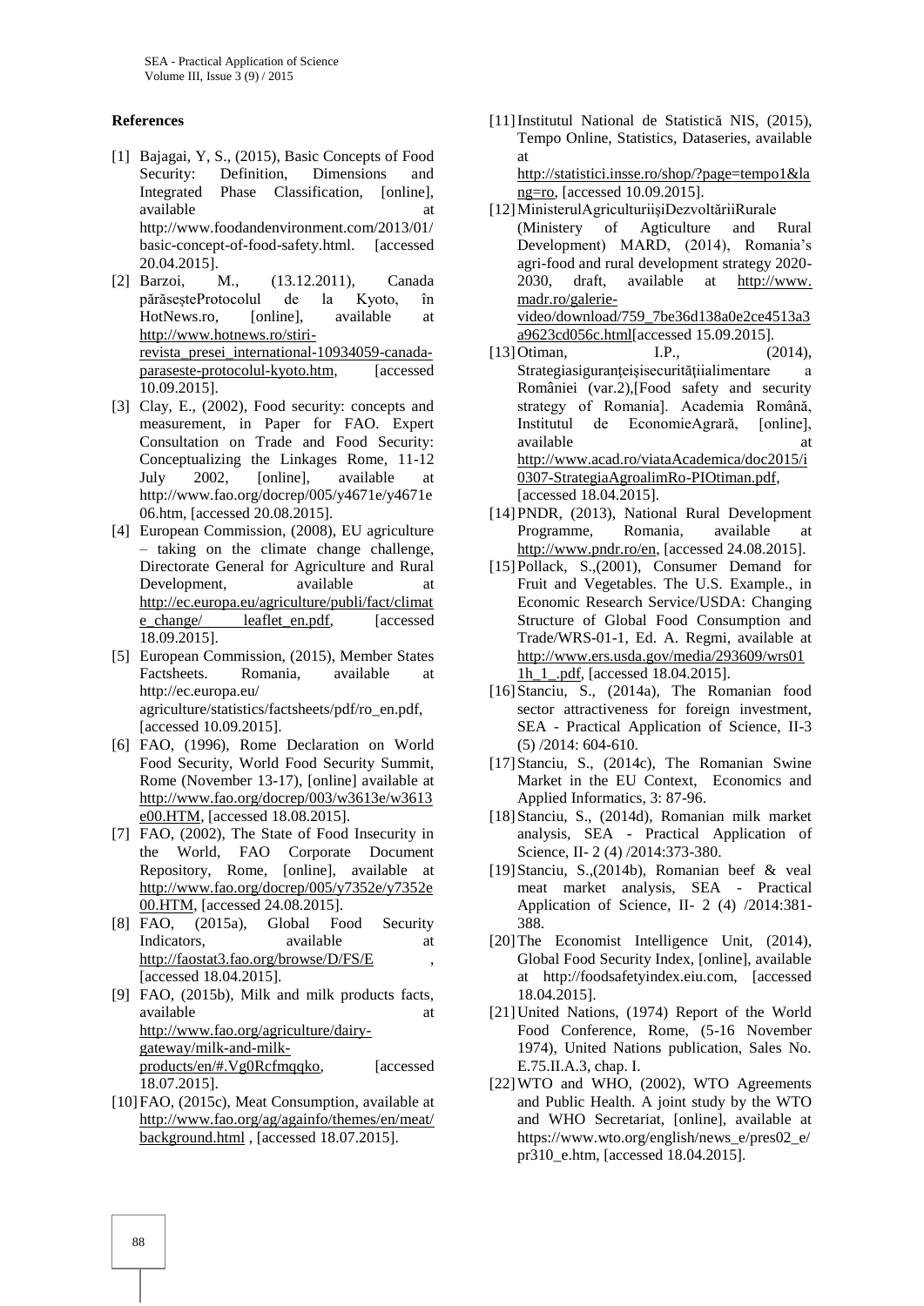## References

[1] Bajagai, Y, S., (2015), Basic Concepts of Food Security: Definition, Dimensions and Integrated Phase Classification, [online], available at http://www.foodandenvironment.com/2013/01/basic-concept-of-food-safety.html. [accessed 20.04.2015].

[2] Barzoi, M., (13.12.2011), Canada părăseșteProtocolul de la Kyoto, în HotNews.ro, [online], available at http://www.hotnews.ro/stiri-revista_presei_international-10934059-canada-paraseste-protocolul-kyoto.htm, [accessed 10.09.2015].

[3] Clay, E., (2002), Food security: concepts and measurement, in Paper for FAO. Expert Consultation on Trade and Food Security: Conceptualizing the Linkages Rome, 11-12 July 2002, [online], available at http://www.fao.org/docrep/005/y4671e/y4671e06.htm, [accessed 20.08.2015].

[4] European Commission, (2008), EU agriculture – taking on the climate change challenge, Directorate General for Agriculture and Rural Development, available at http://ec.europa.eu/agriculture/publi/fact/climate_change/ leaflet_en.pdf, [accessed 18.09.2015].

[5] European Commission, (2015), Member States Factsheets. Romania, available at http://ec.europa.eu/ agriculture/statistics/factsheets/pdf/ro_en.pdf, [accessed 10.09.2015].

[6] FAO, (1996), Rome Declaration on World Food Security, World Food Security Summit, Rome (November 13-17), [online] available at http://www.fao.org/docrep/003/w3613e/w3613e00.HTM, [accessed 18.08.2015].

[7] FAO, (2002), The State of Food Insecurity in the World, FAO Corporate Document Repository, Rome, [online], available at http://www.fao.org/docrep/005/y7352e/y7352e00.HTM, [accessed 24.08.2015].

[8] FAO, (2015a), Global Food Security Indicators, available at http://faostat3.fao.org/browse/D/FS/E , [accessed 18.04.2015].

[9] FAO, (2015b), Milk and milk products facts, available at http://www.fao.org/agriculture/dairy-gateway/milk-and-milk-products/en/#.Vg0Rcfmqqko, [accessed 18.07.2015].

[10] FAO, (2015c), Meat Consumption, available at http://www.fao.org/ag/againfo/themes/en/meat/background.html , [accessed 18.07.2015].

[11] Institutul National de Statistică NIS, (2015), Tempo Online, Statistics, Dataseries, available at http://statistici.insse.ro/shop/?page=tempo1&lang=ro, [accessed 10.09.2015].

[12] MinisterulAgriculturiișiDezvoltăriiRurale (Ministery of Agticulture and Rural Development) MARD, (2014), Romania's agri-food and rural development strategy 2020-2030, draft, available at http://www.madr.ro/galerie-video/download/759_7be36d138a0e2ce4513a3a9623cd056c.html[accessed 15.09.2015].

[13] Otiman, I.P., (2014), Strategiasiguranțeișisecuritățiialimentare a României (var.2),[Food safety and security strategy of Romania]. Academia Română, Institutul de EconomieAgrară, [online], available at http://www.acad.ro/viataAcademica/doc2015/i0307-StrategiaAgroalimRo-PIOtiman.pdf, [accessed 18.04.2015].

[14] PNDR, (2013), National Rural Development Programme, Romania, available at http://www.pndr.ro/en, [accessed 24.08.2015].

[15] Pollack, S.,(2001), Consumer Demand for Fruit and Vegetables. The U.S. Example., in Economic Research Service/USDA: Changing Structure of Global Food Consumption and Trade/WRS-01-1, Ed. A. Regmi, available at http://www.ers.usda.gov/media/293609/wrs011h_1_.pdf, [accessed 18.04.2015].

[16] Stanciu, S., (2014a), The Romanian food sector attractiveness for foreign investment, SEA - Practical Application of Science, II-3 (5) /2014: 604-610.

[17] Stanciu, S., (2014c), The Romanian Swine Market in the EU Context, Economics and Applied Informatics, 3: 87-96.

[18] Stanciu, S., (2014d), Romanian milk market analysis, SEA - Practical Application of Science, II- 2 (4) /2014:373-380.

[19] Stanciu, S.,(2014b), Romanian beef & veal meat market analysis, SEA - Practical Application of Science, II- 2 (4) /2014:381-388.

[20] The Economist Intelligence Unit, (2014), Global Food Security Index, [online], available at http://foodsafetyindex.eiu.com, [accessed 18.04.2015].

[21] United Nations, (1974) Report of the World Food Conference, Rome, (5-16 November 1974), United Nations publication, Sales No. E.75.II.A.3, chap. I.

[22] WTO and WHO, (2002), WTO Agreements and Public Health. A joint study by the WTO and WHO Secretariat, [online], available at https://www.wto.org/english/news_e/pres02_e/pr310_e.htm, [accessed 18.04.2015].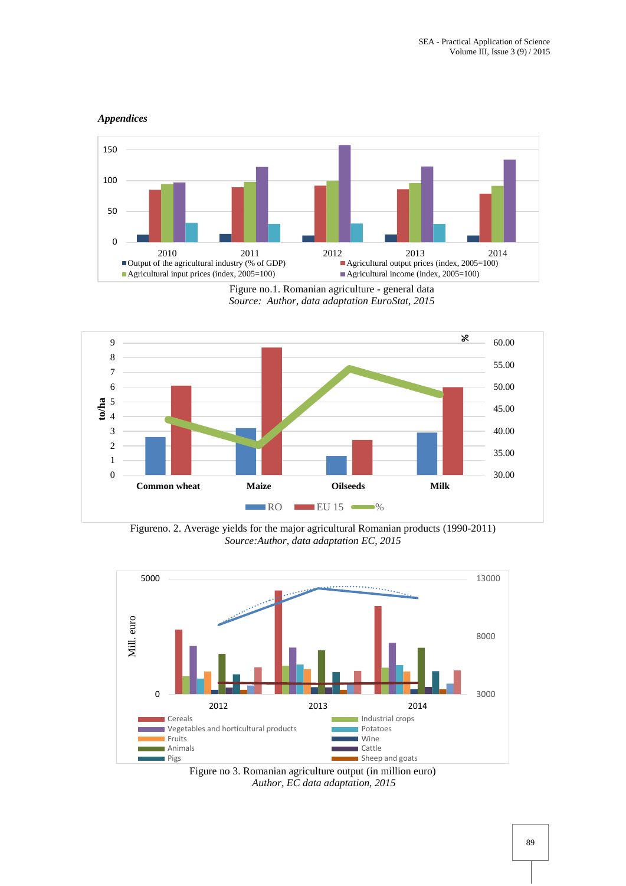*Appendices*

Figure no.1. Romanian agriculture - general data
*Source: Author, data adaptation EuroStat, 2015*

Figureno. 2. Average yields for the major agricultural Romanian products (1990-2011)
*Source:Author, data adaptation EC, 2015*

Figure no 3. Romanian agriculture output (in million euro)
*Author, EC data adaptation, 2015*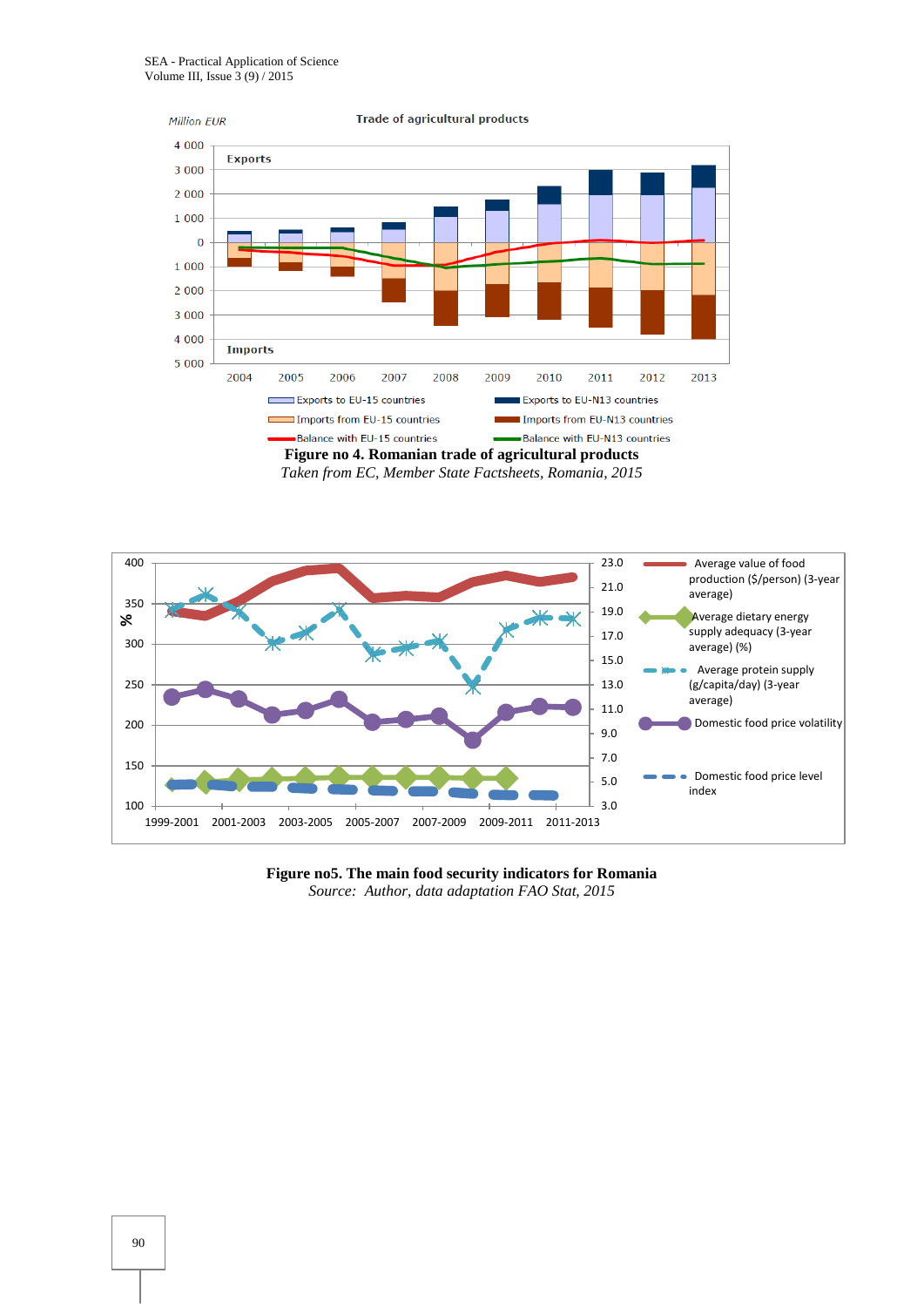Figure no 4. Romanian trade of agricultural products

*Taken from EC, Member State Factsheets, Romania, 2015*

**Figure no5. The main food security indicators for Romania**

*Source: Author, data adaptation FAO Stat, 2015*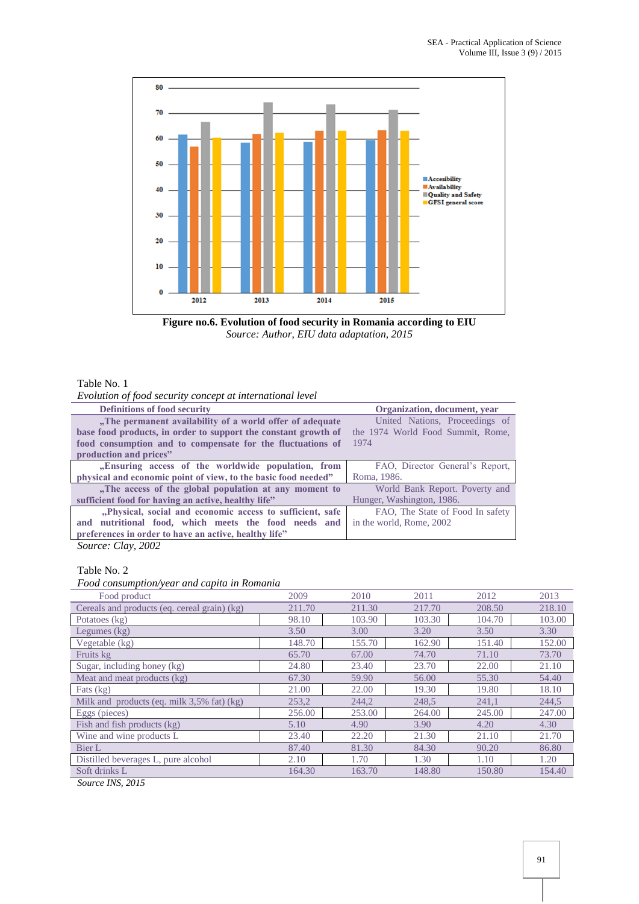**Figure no.6. Evolution of food security in Romania according to EIU**

*Source: Author, EIU data adaptation, 2015*

Table No. 1

*Evolution of food security concept at international level*

| Definitions of food security | Organization, document, year |
|---|---|
| **„The permanent availability of a world offer of adequate base food products, in order to support the constant growth of food consumption and to compensate for the fluctuations of production and prices"** | United Nations, Proceedings of the 1974 World Food Summit, Rome, 1974 |
| **„Ensuring access of the worldwide population, from physical and economic point of view, to the basic food needed"** | FAO, Director General's Report, Roma, 1986. |
| **„The access of the global population at any moment to sufficient food for having an active, healthy life"** | World Bank Report. Poverty and Hunger, Washington, 1986. |
| **„Physical, social and economic access to sufficient, safe and nutritional food, which meets the food needs and preferences in order to have an active, healthy life"** | FAO, The State of Food In safety in the world, Rome, 2002 |

*Source: Clay, 2002*

Table No. 2

*Food consumption/year and capita in Romania*

| Food product | 2009 | 2010 | 2011 | 2012 | 2013 |
|---|---|---|---|---|---|
| Cereals and products (eq. cereal grain) (kg) | 211.70 | 211.30 | 217.70 | 208.50 | 218.10 |
| Potatoes (kg) | 98.10 | 103.90 | 103.30 | 104.70 | 103.00 |
| Legumes (kg) | 3.50 | 3.00 | 3.20 | 3.50 | 3.30 |
| Vegetable (kg) | 148.70 | 155.70 | 162.90 | 151.40 | 152.00 |
| Fruits kg | 65.70 | 67.00 | 74.70 | 71.10 | 73.70 |
| Sugar, including honey (kg) | 24.80 | 23.40 | 23.70 | 22.00 | 21.10 |
| Meat and meat products (kg) | 67.30 | 59.90 | 56.00 | 55.30 | 54.40 |
| Fats (kg) | 21.00 | 22.00 | 19.30 | 19.80 | 18.10 |
| Milk and products (eq. milk 3,5% fat) (kg) | 253,2 | 244,2 | 248,5 | 241,1 | 244,5 |
| Eggs (pieces) | 256.00 | 253.00 | 264.00 | 245.00 | 247.00 |
| Fish and fish products (kg) | 5.10 | 4.90 | 3.90 | 4.20 | 4.30 |
| Wine and wine products L | 23.40 | 22.20 | 21.30 | 21.10 | 21.70 |
| Bier L | 87.40 | 81.30 | 84.30 | 90.20 | 86.80 |
| Distilled beverages L, pure alcohol | 2.10 | 1.70 | 1.30 | 1.10 | 1.20 |
| Soft drinks L | 164.30 | 163.70 | 148.80 | 150.80 | 154.40 |

*Source INS, 2015*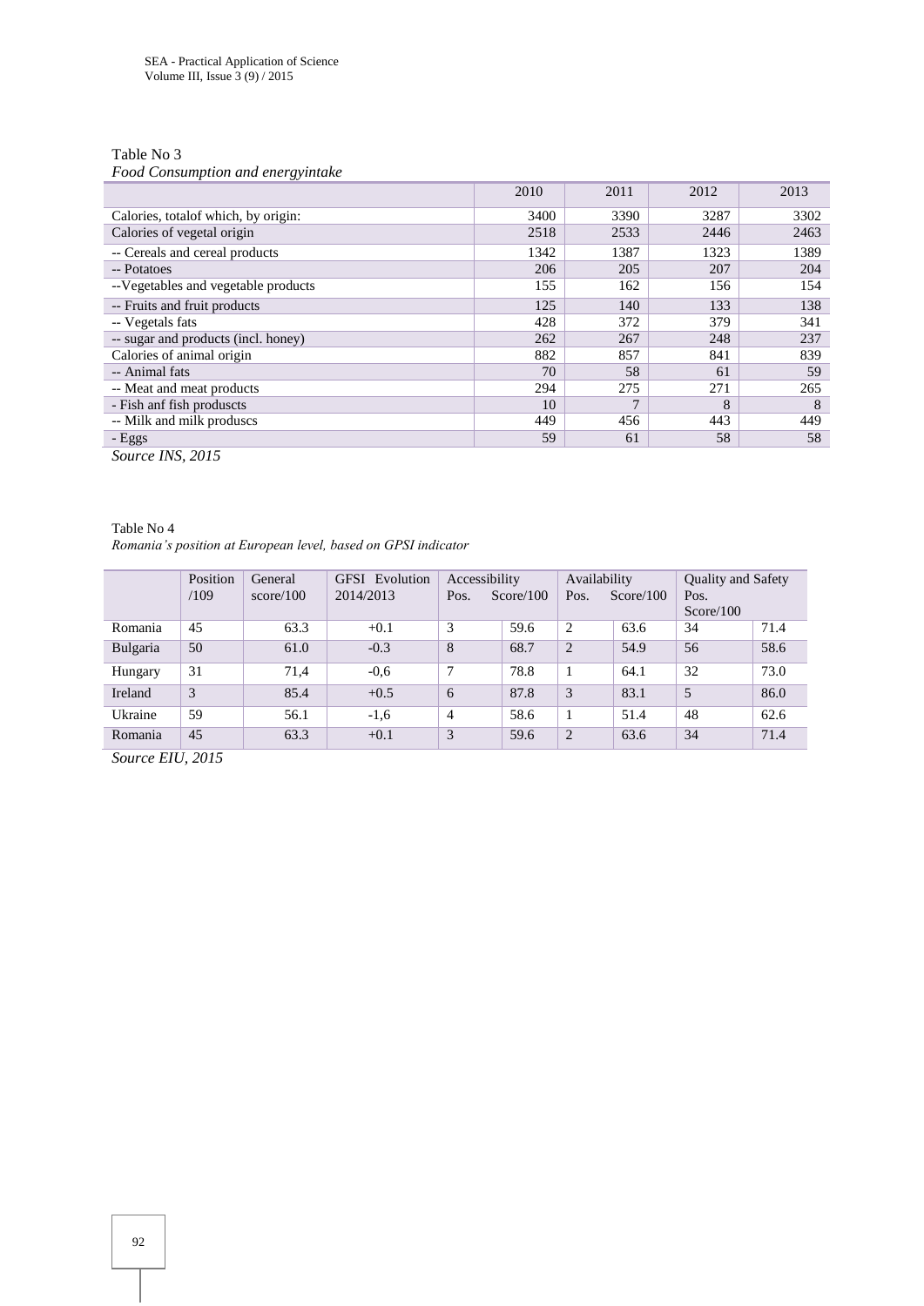Table No 3

*Food Consumption and energyintake*

| | 2010 | 2011 | 2012 | 2013 |
|---|---|---|---|---|
| Calories, totalof which, by origin: | 3400 | 3390 | 3287 | 3302 |
| Calories of vegetal origin | 2518 | 2533 | 2446 | 2463 |
| -- Cereals and cereal products | 1342 | 1387 | 1323 | 1389 |
| -- Potatoes | 206 | 205 | 207 | 204 |
| --Vegetables and vegetable products | 155 | 162 | 156 | 154 |
| -- Fruits and fruit products | 125 | 140 | 133 | 138 |
| -- Vegetals fats | 428 | 372 | 379 | 341 |
| -- sugar and products (incl. honey) | 262 | 267 | 248 | 237 |
| Calories of animal origin | 882 | 857 | 841 | 839 |
| -- Animal fats | 70 | 58 | 61 | 59 |
| -- Meat and meat products | 294 | 275 | 271 | 265 |
| - Fish anf fish produscts | 10 | 7 | 8 | 8 |
| -- Milk and milk produscs | 449 | 456 | 443 | 449 |
| - Eggs | 59 | 61 | 58 | 58 |

*Source INS, 2015*

Table No 4

*Romania's position at European level, based on GPSI indicator*

| | Position /109 | General score/100 | GFSI Evolution 2014/2013 | Accessibility | | Availability | | Quality and Safety | |
|---|---|---|---|---|---|---|---|---|---|
| | | | | Pos. | Score/100 | Pos. | Score/100 | Pos. | Score/100 |
| Romania | 45 | 63.3 | +0.1 | 3 | 59.6 | 2 | 63.6 | 34 | 71.4 |
| Bulgaria | 50 | 61.0 | -0.3 | 8 | 68.7 | 2 | 54.9 | 56 | 58.6 |
| Hungary | 31 | 71,4 | -0,6 | 7 | 78.8 | 1 | 64.1 | 32 | 73.0 |
| Ireland | 3 | 85.4 | +0.5 | 6 | 87.8 | 3 | 83.1 | 5 | 86.0 |
| Ukraine | 59 | 56.1 | -1,6 | 4 | 58.6 | 1 | 51.4 | 48 | 62.6 |
| Romania | 45 | 63.3 | +0.1 | 3 | 59.6 | 2 | 63.6 | 34 | 71.4 |

*Source EIU, 2015*